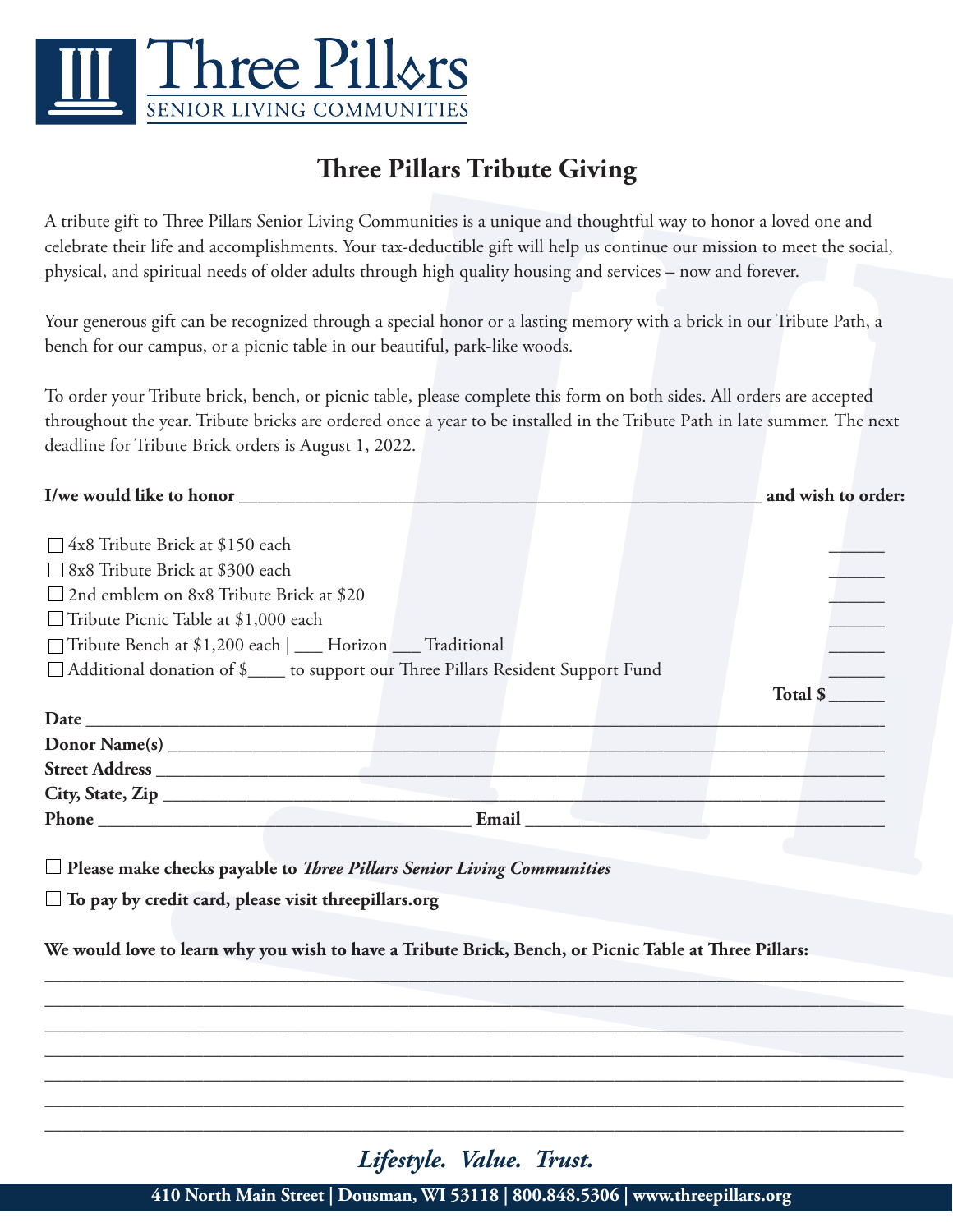# Three Pillars Senior Living Communities

## Three Pillars Tribute Giving

A tribute gift to Three Pillars Senior Living Communities is a unique and thoughtful way to honor a loved one and celebrate their life and accomplishments. Your tax-deductible gift will help us continue our mission to meet the social, physical, and spiritual needs of older adults through high quality housing and services – now and forever.

Your generous gift can be recognized through a special honor or a lasting memory with a brick in our Tribute Path, a bench for our campus, or a picnic table in our beautiful, park-like woods.

To order your Tribute brick, bench, or picnic table, please complete this form on both sides. All orders are accepted throughout the year. Tribute bricks are ordered once a year to be installed in the Tribute Path in late summer. The next deadline for Tribute Brick orders is August 1, 2022.

**I/we would like to honor** ______________________________________________ **and wish to order:**

- ☐ 4x8 Tribute Brick at $150 each ______
- ☐ 8x8 Tribute Brick at $300 each ______
- ☐ 2nd emblem on 8x8 Tribute Brick at $20 ______
- ☐ Tribute Picnic Table at $1,000 each ______
- ☐ Tribute Bench at $1,200 each | ___ Horizon ___ Traditional ______
- ☐ Additional donation of $____ to support our Three Pillars Resident Support Fund ______

**Total $** ______

**Date** ____________________________________________

**Donor Name(s)** ____________________________________________

**Street Address** ____________________________________________

**City, State, Zip** ____________________________________________

**Phone** ______________________ **Email** ______________________

☐ **Please make checks payable to *Three Pillars Senior Living Communities***

☐ **To pay by credit card, please visit threepillars.org**

**We would love to learn why you wish to have a Tribute Brick, Bench, or Picnic Table at Three Pillars:**

____________________________________________

____________________________________________

____________________________________________

____________________________________________

____________________________________________

____________________________________________

____________________________________________

***Lifestyle. Value. Trust.***

**410 North Main Street | Dousman, WI 53118 | 800.848.5306 | www.threepillars.org**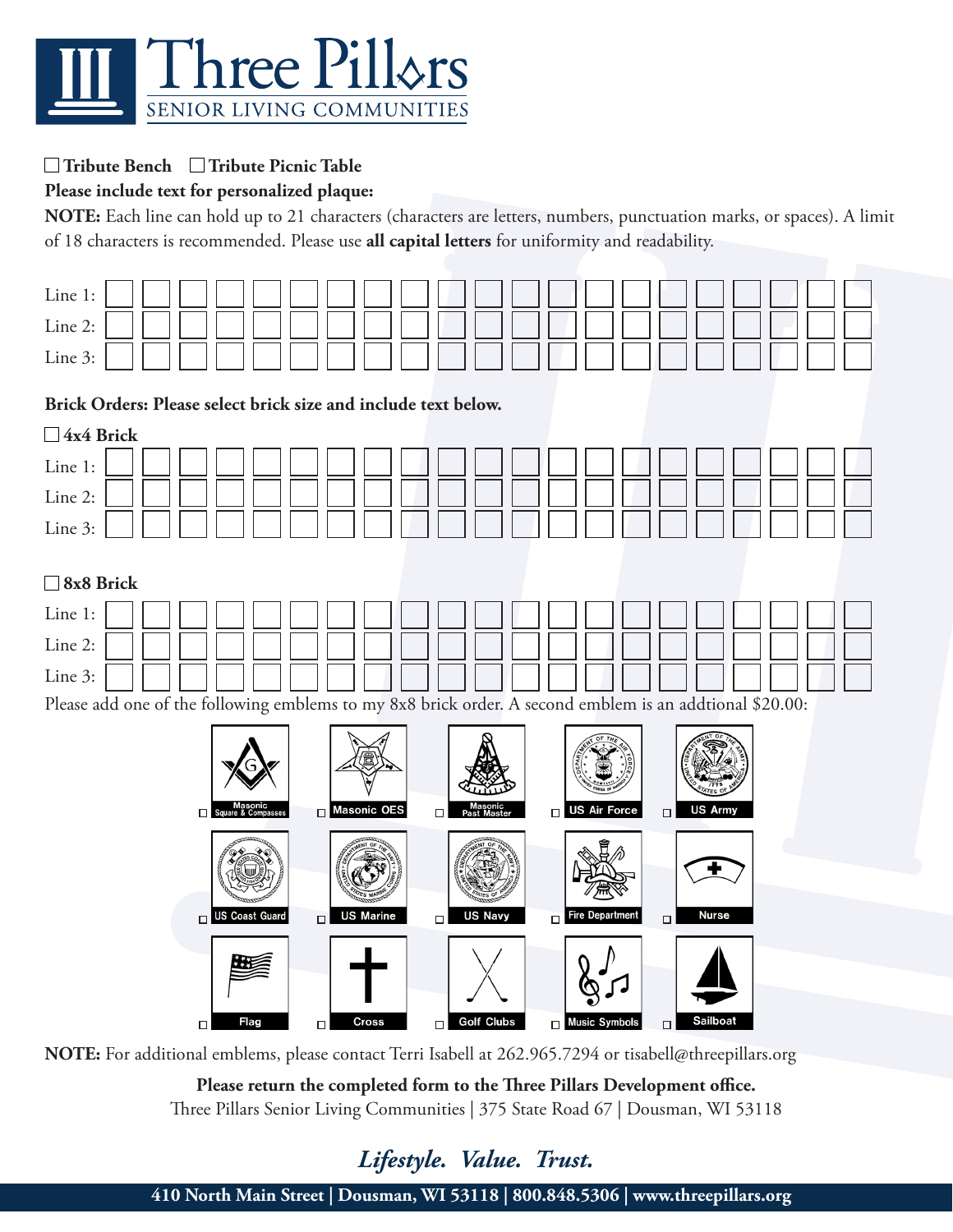# Three Pillars
SENIOR LIVING COMMUNITIES

☐ **Tribute Bench** ☐ **Tribute Picnic Table**

**Please include text for personalized plaque:**

**NOTE:** Each line can hold up to 21 characters (characters are letters, numbers, punctuation marks, or spaces). A limit of 18 characters is recommended. Please use **all capital letters** for uniformity and readability.

Line 1:

Line 2:

Line 3:

**Brick Orders: Please select brick size and include text below.**

☐ **4x4 Brick**

Line 1:

Line 2:

Line 3:

☐ **8x8 Brick**

Line 1:

Line 2:

Line 3:

Please add one of the following emblems to my 8x8 brick order. A second emblem is an addtional $20.00:

☐ Masonic Square & Compasses ☐ Masonic OES ☐ Masonic Past Master ☐ US Air Force ☐ US Army

☐ US Coast Guard ☐ US Marine ☐ US Navy ☐ Fire Department ☐ Nurse

☐ Flag ☐ Cross ☐ Golf Clubs ☐ Music Symbols ☐ Sailboat

**NOTE:** For additional emblems, please contact Terri Isabell at 262.965.7294 or tisabell@threepillars.org

**Please return the completed form to the Three Pillars Development office.**

Three Pillars Senior Living Communities | 375 State Road 67 | Dousman, WI 53118

***Lifestyle. Value. Trust.***

**410 North Main Street | Dousman, WI 53118 | 800.848.5306 | www.threepillars.org**